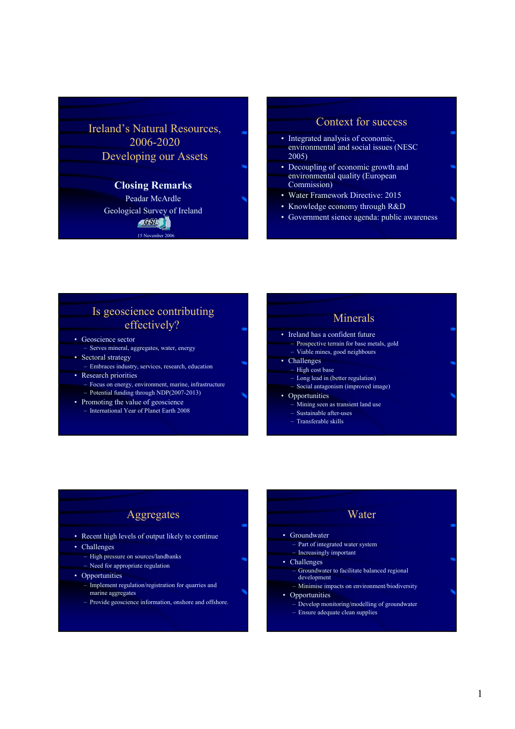# Ireland's Natural Resources, 2006-2020
# Developing our Assets

**Closing Remarks**

Peadar McArdle

Geological Survey of Ireland

GSI

15 November 2006

## Context for success

- Integrated analysis of economic, environmental and social issues (NESC 2005)
- Decoupling of economic growth and environmental quality (European Commission)
- Water Framework Directive: 2015
- Knowledge economy through R&D
- Government sience agenda: public awareness

## Is geoscience contributing effectively?

- Geoscience sector
  - Serves mineral, aggregates, water, energy
- Sectoral strategy
  - Embraces industry, services, research, education
- Research priorities
  - Focus on energy, environment, marine, infrastructure
  - Potential funding through NDP(2007-2013)
- Promoting the value of geoscience
  - International Year of Planet Earth 2008

## Minerals

- Ireland has a confident future
  - Prospective terrain for base metals, gold
  - Viable mines, good neighbours
- Challenges
  - High cost base
  - Long lead in (better regulation)
  - Social antagonism (improved image)
- Opportunities
  - Mining seen as transient land use
  - Sustainable after-uses
  - Transferable skills

## Aggregates

- Recent high levels of output likely to continue
- Challenges
  - High pressure on sources/landbanks
  - Need for appropriate regulation
- Opportunities
  - Implement regulation/registration for quarries and marine aggregates
  - Provide geoscience information, onshore and offshore.

## Water

- Groundwater
  - Part of integrated water system
  - Increasingly important
- Challenges
  - Groundwater to facilitate balanced regional development
  - Minimise impacts on environment/biodiversity
- Opportunities
  - Develop monitoring/modelling of groundwater
  - Ensure adequate clean supplies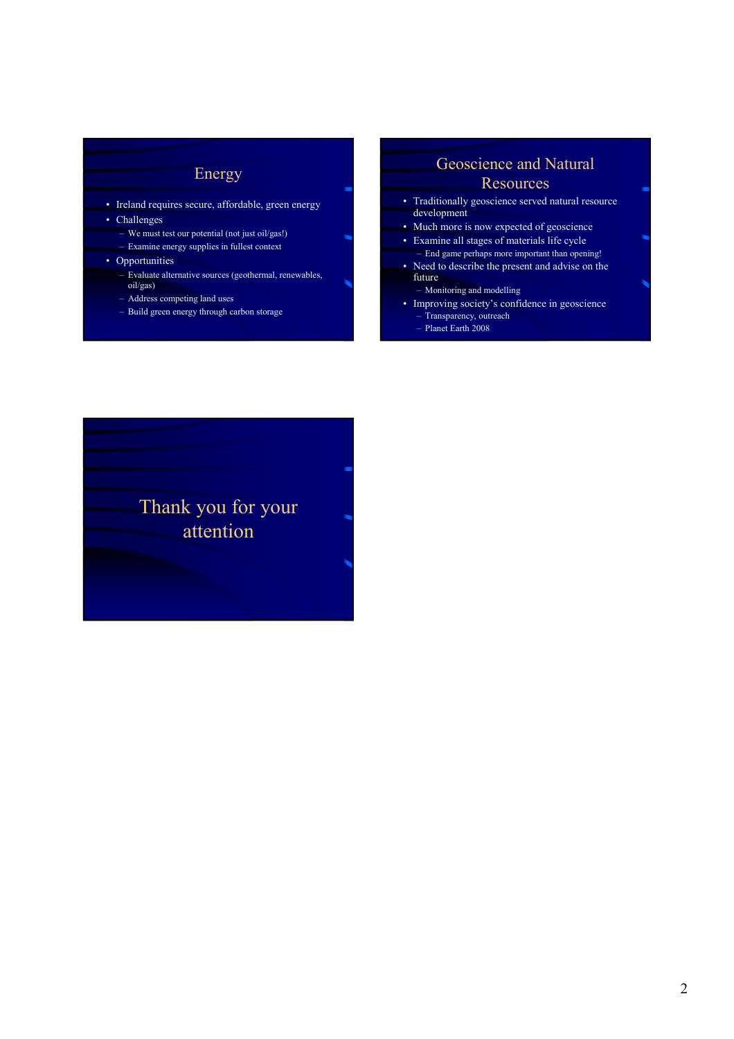## Energy

- Ireland requires secure, affordable, green energy
- Challenges
  - We must test our potential (not just oil/gas!)
  - Examine energy supplies in fullest context
- Opportunities
  - Evaluate alternative sources (geothermal, renewables, oil/gas)
  - Address competing land uses
  - Build green energy through carbon storage

## Geoscience and Natural Resources

- Traditionally geoscience served natural resource development
- Much more is now expected of geoscience
- Examine all stages of materials life cycle
  - End game perhaps more important than opening!
- Need to describe the present and advise on the future
  - Monitoring and modelling
- Improving society's confidence in geoscience
  - Transparency, outreach
  - Planet Earth 2008

## Thank you for your attention